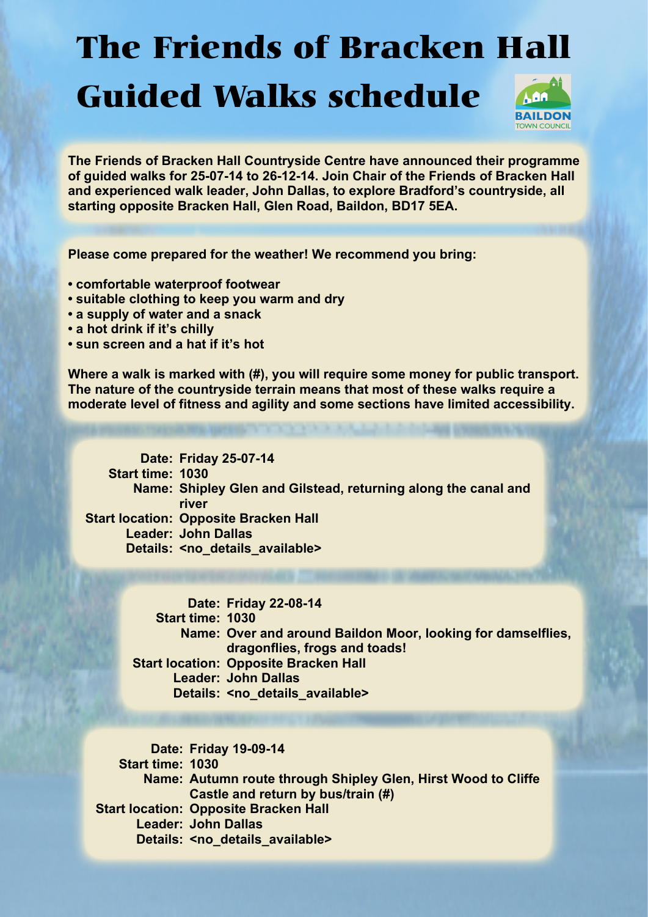# The Friends of Bracken Hall Guided Walks schedule

BAILDON TOWN COUNCIL

**The Friends of Bracken Hall Countryside Centre have announced their programme of guided walks for 25-07-14 to 26-12-14. Join Chair of the Friends of Bracken Hall and experienced walk leader, John Dallas, to explore Bradford's countryside, all starting opposite Bracken Hall, Glen Road, Baildon, BD17 5EA.**

**Please come prepared for the weather! We recommend you bring:**

- **comfortable waterproof footwear**
- **suitable clothing to keep you warm and dry**
- **a supply of water and a snack**
- **a hot drink if it's chilly**
- **sun screen and a hat if it's hot**

**Where a walk is marked with (#), you will require some money for public transport. The nature of the countryside terrain means that most of these walks require a moderate level of fitness and agility and some sections have limited accessibility.**

**Date:** Friday 25-07-14
**Start time:** 1030
**Name:** Shipley Glen and Gilstead, returning along the canal and river
**Start location:** Opposite Bracken Hall
**Leader:** John Dallas
**Details:** <no_details_available>

**Date:** Friday 22-08-14
**Start time:** 1030
**Name:** Over and around Baildon Moor, looking for damselflies, dragonflies, frogs and toads!
**Start location:** Opposite Bracken Hall
**Leader:** John Dallas
**Details:** <no_details_available>

**Date:** Friday 19-09-14
**Start time:** 1030
**Name:** Autumn route through Shipley Glen, Hirst Wood to Cliffe Castle and return by bus/train (#)
**Start location:** Opposite Bracken Hall
**Leader:** John Dallas
**Details:** <no_details_available>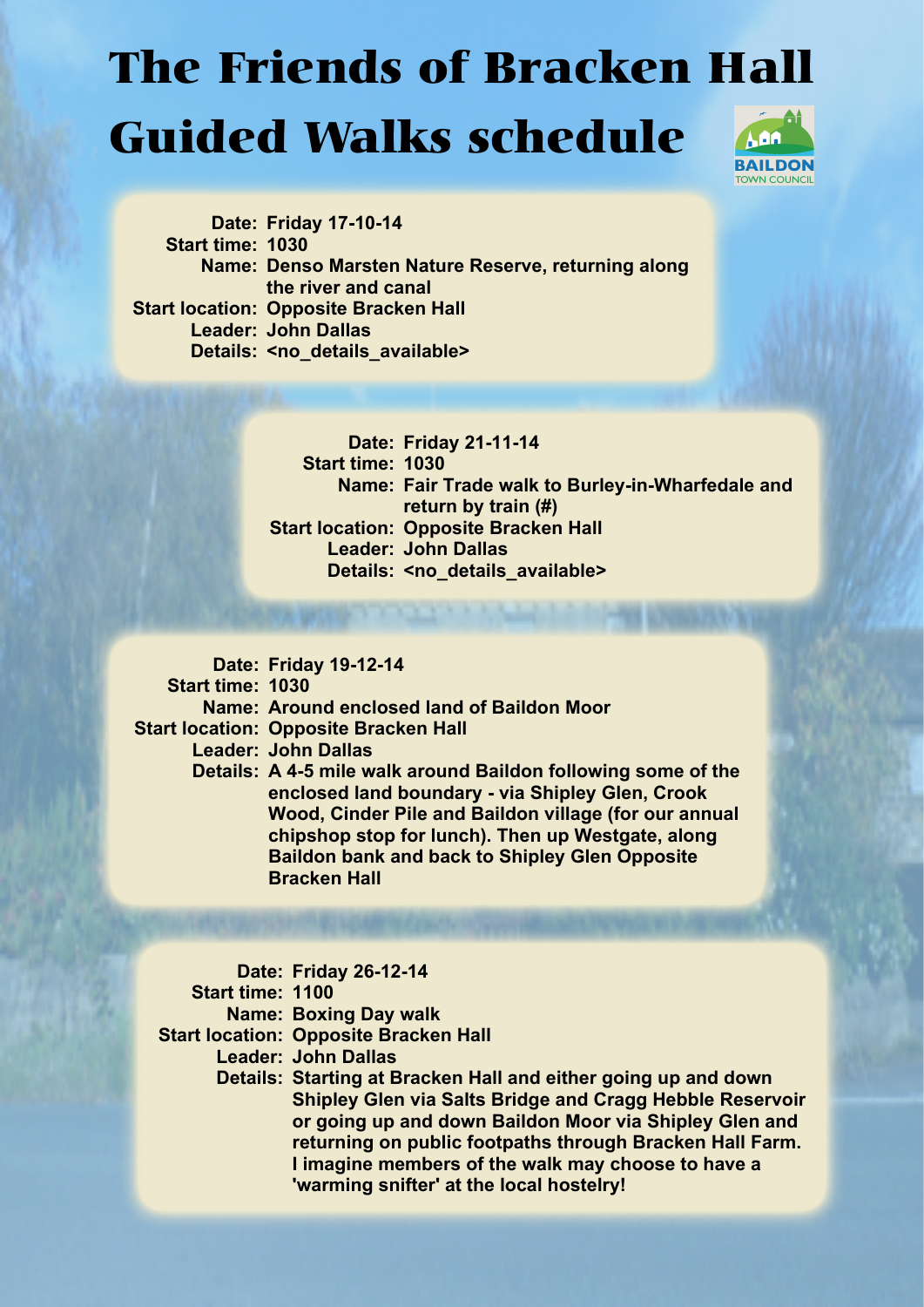# The Friends of Bracken Hall Guided Walks schedule

BAILDON TOWN COUNCIL

**Date:** Friday 17-10-14
**Start time:** 1030
**Name:** Denso Marsten Nature Reserve, returning along the river and canal
**Start location:** Opposite Bracken Hall
**Leader:** John Dallas
**Details:** <no_details_available>

**Date:** Friday 21-11-14
**Start time:** 1030
**Name:** Fair Trade walk to Burley-in-Wharfedale and return by train (#)
**Start location:** Opposite Bracken Hall
**Leader:** John Dallas
**Details:** <no_details_available>

**Date:** Friday 19-12-14
**Start time:** 1030
**Name:** Around enclosed land of Baildon Moor
**Start location:** Opposite Bracken Hall
**Leader:** John Dallas
**Details:** A 4-5 mile walk around Baildon following some of the enclosed land boundary - via Shipley Glen, Crook Wood, Cinder Pile and Baildon village (for our annual chipshop stop for lunch). Then up Westgate, along Baildon bank and back to Shipley Glen Opposite Bracken Hall

**Date:** Friday 26-12-14
**Start time:** 1100
**Name:** Boxing Day walk
**Start location:** Opposite Bracken Hall
**Leader:** John Dallas
**Details:** Starting at Bracken Hall and either going up and down Shipley Glen via Salts Bridge and Cragg Hebble Reservoir or going up and down Baildon Moor via Shipley Glen and returning on public footpaths through Bracken Hall Farm. I imagine members of the walk may choose to have a 'warming snifter' at the local hostelry!